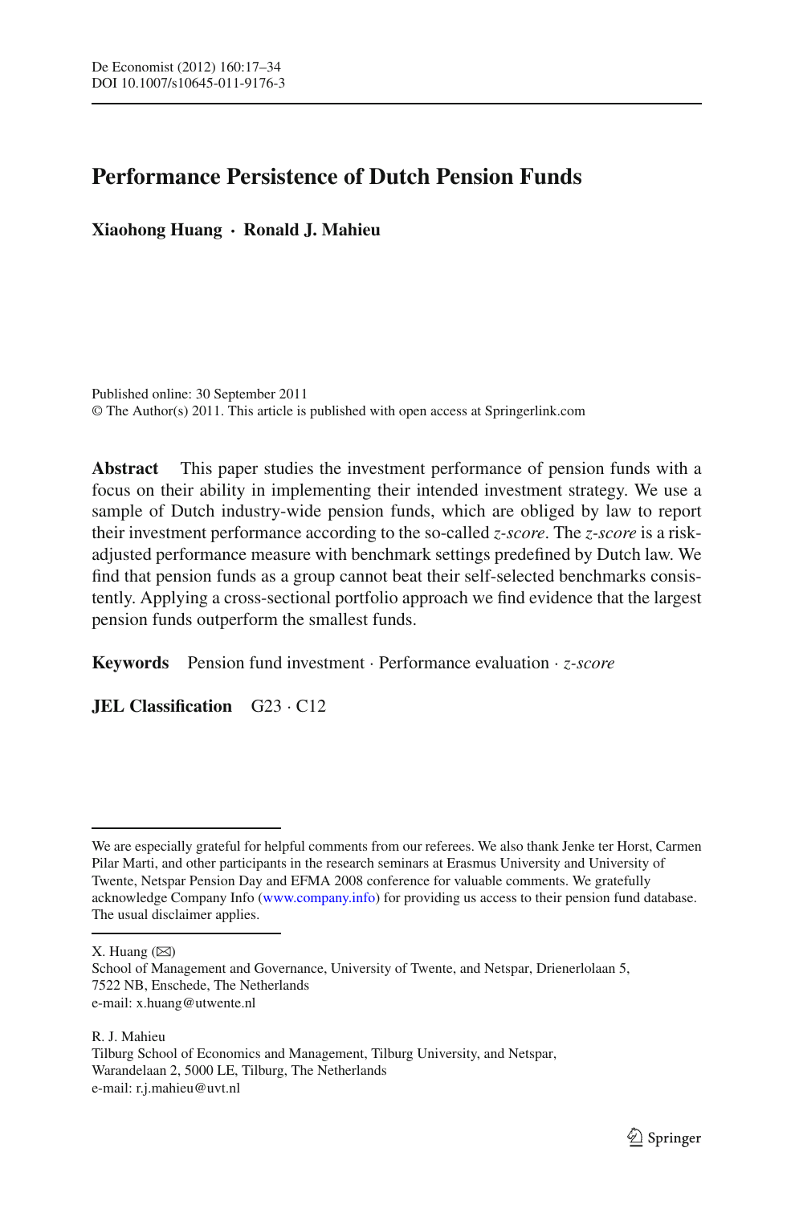# Performance Persistence of Dutch Pension Funds

**Xiaohong Huang · Ronald J. Mahieu**

Published online: 30 September 2011
© The Author(s) 2011. This article is published with open access at Springerlink.com

**Abstract** This paper studies the investment performance of pension funds with a focus on their ability in implementing their intended investment strategy. We use a sample of Dutch industry-wide pension funds, which are obliged by law to report their investment performance according to the so-called *z-score*. The *z-score* is a risk-adjusted performance measure with benchmark settings predefined by Dutch law. We find that pension funds as a group cannot beat their self-selected benchmarks consistently. Applying a cross-sectional portfolio approach we find evidence that the largest pension funds outperform the smallest funds.

**Keywords** Pension fund investment · Performance evaluation · *z-score*

**JEL Classification** G23 · C12

---

We are especially grateful for helpful comments from our referees. We also thank Jenke ter Horst, Carmen Pilar Marti, and other participants in the research seminars at Erasmus University and University of Twente, Netspar Pension Day and EFMA 2008 conference for valuable comments. We gratefully acknowledge Company Info (www.company.info) for providing us access to their pension fund database. The usual disclaimer applies.

---

X. Huang (✉)
School of Management and Governance, University of Twente, and Netspar, Drienerlolaan 5, 7522 NB, Enschede, The Netherlands
e-mail: x.huang@utwente.nl

R. J. Mahieu
Tilburg School of Economics and Management, Tilburg University, and Netspar, Warandelaan 2, 5000 LE, Tilburg, The Netherlands
e-mail: r.j.mahieu@uvt.nl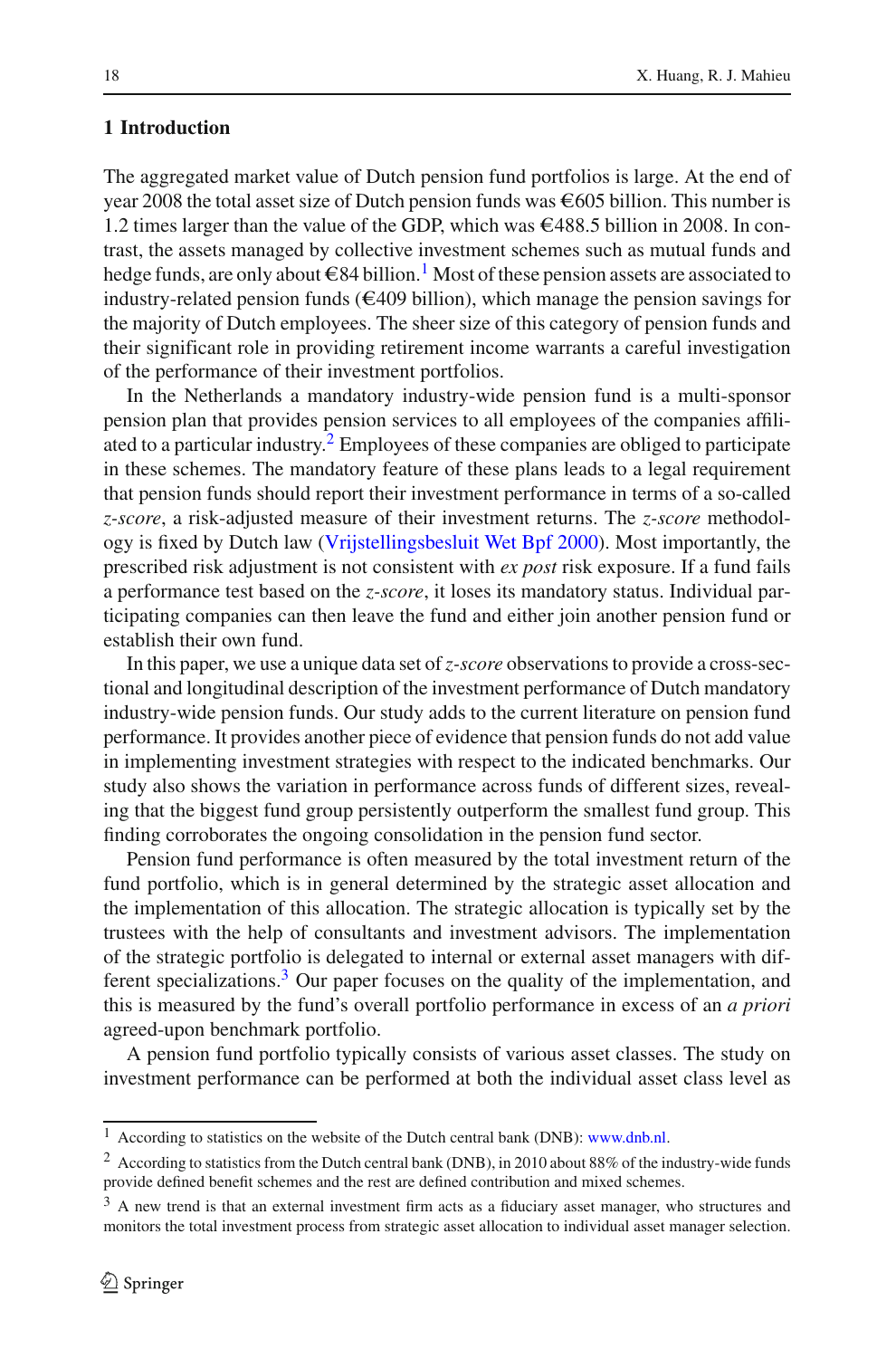## 1 Introduction

The aggregated market value of Dutch pension fund portfolios is large. At the end of year 2008 the total asset size of Dutch pension funds was €605 billion. This number is 1.2 times larger than the value of the GDP, which was €488.5 billion in 2008. In contrast, the assets managed by collective investment schemes such as mutual funds and hedge funds, are only about €84 billion.[1] Most of these pension assets are associated to industry-related pension funds (€409 billion), which manage the pension savings for the majority of Dutch employees. The sheer size of this category of pension funds and their significant role in providing retirement income warrants a careful investigation of the performance of their investment portfolios.

In the Netherlands a mandatory industry-wide pension fund is a multi-sponsor pension plan that provides pension services to all employees of the companies affiliated to a particular industry.[2] Employees of these companies are obliged to participate in these schemes. The mandatory feature of these plans leads to a legal requirement that pension funds should report their investment performance in terms of a so-called *z-score*, a risk-adjusted measure of their investment returns. The *z-score* methodology is fixed by Dutch law (Vrijstellingsbesluit Wet Bpf 2000). Most importantly, the prescribed risk adjustment is not consistent with *ex post* risk exposure. If a fund fails a performance test based on the *z-score*, it loses its mandatory status. Individual participating companies can then leave the fund and either join another pension fund or establish their own fund.

In this paper, we use a unique data set of *z-score* observations to provide a cross-sectional and longitudinal description of the investment performance of Dutch mandatory industry-wide pension funds. Our study adds to the current literature on pension fund performance. It provides another piece of evidence that pension funds do not add value in implementing investment strategies with respect to the indicated benchmarks. Our study also shows the variation in performance across funds of different sizes, revealing that the biggest fund group persistently outperform the smallest fund group. This finding corroborates the ongoing consolidation in the pension fund sector.

Pension fund performance is often measured by the total investment return of the fund portfolio, which is in general determined by the strategic asset allocation and the implementation of this allocation. The strategic allocation is typically set by the trustees with the help of consultants and investment advisors. The implementation of the strategic portfolio is delegated to internal or external asset managers with different specializations.[3] Our paper focuses on the quality of the implementation, and this is measured by the fund's overall portfolio performance in excess of an *a priori* agreed-upon benchmark portfolio.

A pension fund portfolio typically consists of various asset classes. The study on investment performance can be performed at both the individual asset class level as

---

[1] According to statistics on the website of the Dutch central bank (DNB): www.dnb.nl.

[2] According to statistics from the Dutch central bank (DNB), in 2010 about 88% of the industry-wide funds provide defined benefit schemes and the rest are defined contribution and mixed schemes.

[3] A new trend is that an external investment firm acts as a fiduciary asset manager, who structures and monitors the total investment process from strategic asset allocation to individual asset manager selection.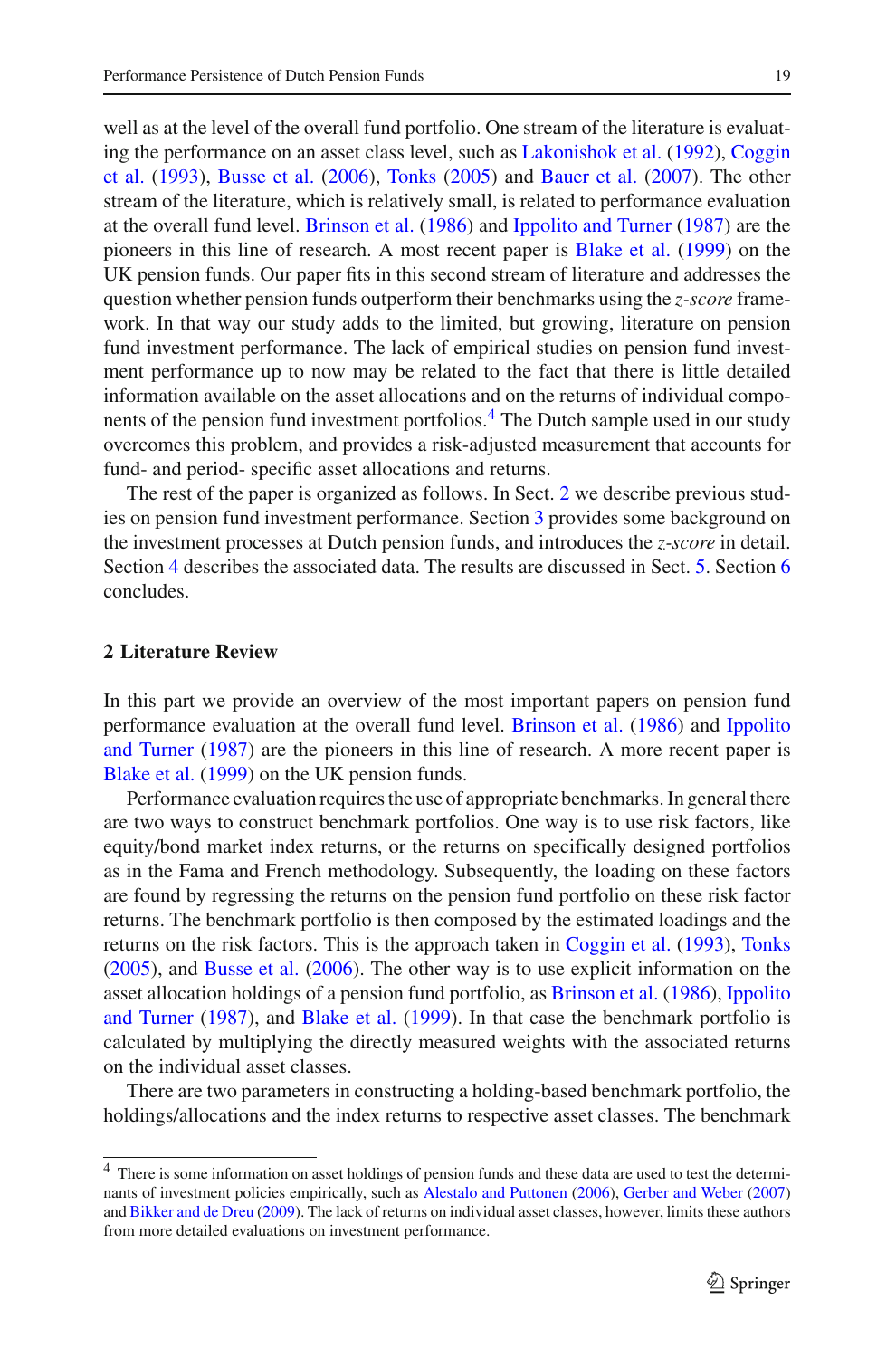well as at the level of the overall fund portfolio. One stream of the literature is evaluating the performance on an asset class level, such as Lakonishok et al. (1992), Coggin et al. (1993), Busse et al. (2006), Tonks (2005) and Bauer et al. (2007). The other stream of the literature, which is relatively small, is related to performance evaluation at the overall fund level. Brinson et al. (1986) and Ippolito and Turner (1987) are the pioneers in this line of research. A most recent paper is Blake et al. (1999) on the UK pension funds. Our paper fits in this second stream of literature and addresses the question whether pension funds outperform their benchmarks using the *z-score* framework. In that way our study adds to the limited, but growing, literature on pension fund investment performance. The lack of empirical studies on pension fund investment performance up to now may be related to the fact that there is little detailed information available on the asset allocations and on the returns of individual components of the pension fund investment portfolios.[4] The Dutch sample used in our study overcomes this problem, and provides a risk-adjusted measurement that accounts for fund- and period- specific asset allocations and returns.

The rest of the paper is organized as follows. In Sect. 2 we describe previous studies on pension fund investment performance. Section 3 provides some background on the investment processes at Dutch pension funds, and introduces the *z-score* in detail. Section 4 describes the associated data. The results are discussed in Sect. 5. Section 6 concludes.

## 2 Literature Review

In this part we provide an overview of the most important papers on pension fund performance evaluation at the overall fund level. Brinson et al. (1986) and Ippolito and Turner (1987) are the pioneers in this line of research. A more recent paper is Blake et al. (1999) on the UK pension funds.

Performance evaluation requires the use of appropriate benchmarks. In general there are two ways to construct benchmark portfolios. One way is to use risk factors, like equity/bond market index returns, or the returns on specifically designed portfolios as in the Fama and French methodology. Subsequently, the loading on these factors are found by regressing the returns on the pension fund portfolio on these risk factor returns. The benchmark portfolio is then composed by the estimated loadings and the returns on the risk factors. This is the approach taken in Coggin et al. (1993), Tonks (2005), and Busse et al. (2006). The other way is to use explicit information on the asset allocation holdings of a pension fund portfolio, as Brinson et al. (1986), Ippolito and Turner (1987), and Blake et al. (1999). In that case the benchmark portfolio is calculated by multiplying the directly measured weights with the associated returns on the individual asset classes.

There are two parameters in constructing a holding-based benchmark portfolio, the holdings/allocations and the index returns to respective asset classes. The benchmark

---

[4] There is some information on asset holdings of pension funds and these data are used to test the determinants of investment policies empirically, such as Alestalo and Puttonen (2006), Gerber and Weber (2007) and Bikker and de Dreu (2009). The lack of returns on individual asset classes, however, limits these authors from more detailed evaluations on investment performance.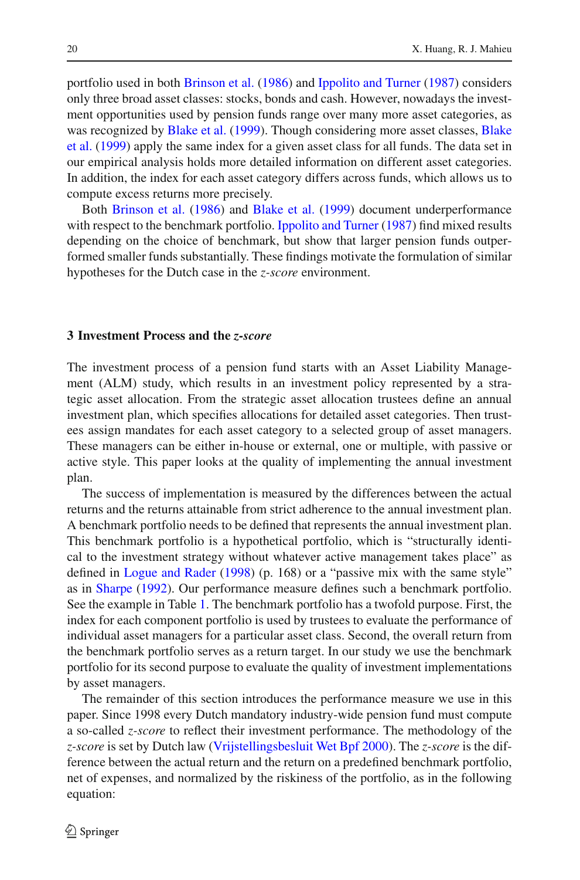portfolio used in both Brinson et al. (1986) and Ippolito and Turner (1987) considers only three broad asset classes: stocks, bonds and cash. However, nowadays the investment opportunities used by pension funds range over many more asset categories, as was recognized by Blake et al. (1999). Though considering more asset classes, Blake et al. (1999) apply the same index for a given asset class for all funds. The data set in our empirical analysis holds more detailed information on different asset categories. In addition, the index for each asset category differs across funds, which allows us to compute excess returns more precisely.

Both Brinson et al. (1986) and Blake et al. (1999) document underperformance with respect to the benchmark portfolio. Ippolito and Turner (1987) find mixed results depending on the choice of benchmark, but show that larger pension funds outperformed smaller funds substantially. These findings motivate the formulation of similar hypotheses for the Dutch case in the *z-score* environment.

## 3 Investment Process and the *z-score*

The investment process of a pension fund starts with an Asset Liability Management (ALM) study, which results in an investment policy represented by a strategic asset allocation. From the strategic asset allocation trustees define an annual investment plan, which specifies allocations for detailed asset categories. Then trustees assign mandates for each asset category to a selected group of asset managers. These managers can be either in-house or external, one or multiple, with passive or active style. This paper looks at the quality of implementing the annual investment plan.

The success of implementation is measured by the differences between the actual returns and the returns attainable from strict adherence to the annual investment plan. A benchmark portfolio needs to be defined that represents the annual investment plan. This benchmark portfolio is a hypothetical portfolio, which is "structurally identical to the investment strategy without whatever active management takes place" as defined in Logue and Rader (1998) (p. 168) or a "passive mix with the same style" as in Sharpe (1992). Our performance measure defines such a benchmark portfolio. See the example in Table 1. The benchmark portfolio has a twofold purpose. First, the index for each component portfolio is used by trustees to evaluate the performance of individual asset managers for a particular asset class. Second, the overall return from the benchmark portfolio serves as a return target. In our study we use the benchmark portfolio for its second purpose to evaluate the quality of investment implementations by asset managers.

The remainder of this section introduces the performance measure we use in this paper. Since 1998 every Dutch mandatory industry-wide pension fund must compute a so-called *z-score* to reflect their investment performance. The methodology of the *z-score* is set by Dutch law (Vrijstellingsbesluit Wet Bpf 2000). The *z-score* is the difference between the actual return and the return on a predefined benchmark portfolio, net of expenses, and normalized by the riskiness of the portfolio, as in the following equation: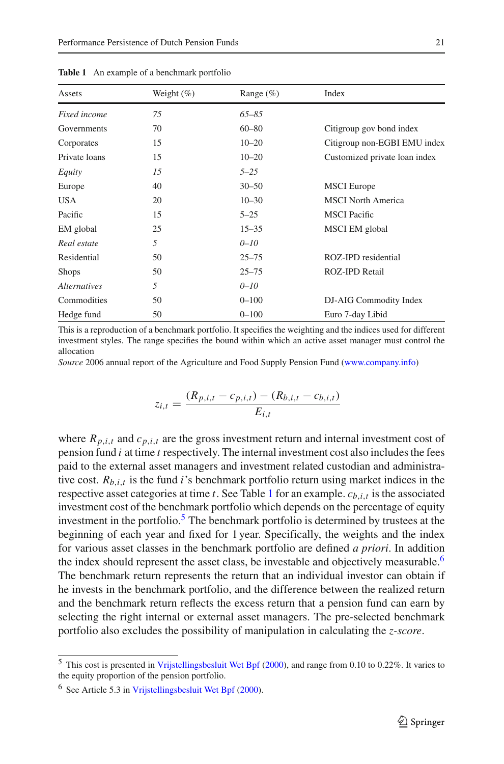**Table 1** An example of a benchmark portfolio

| Assets | Weight (%) | Range (%) | Index |
|---|---|---|---|
| *Fixed income* | *75* | *65–85* | |
| Governments | 70 | 60–80 | Citigroup gov bond index |
| Corporates | 15 | 10–20 | Citigroup non-EGBI EMU index |
| Private loans | 15 | 10–20 | Customized private loan index |
| *Equity* | *15* | *5–25* | |
| Europe | 40 | 30–50 | MSCI Europe |
| USA | 20 | 10–30 | MSCI North America |
| Pacific | 15 | 5–25 | MSCI Pacific |
| EM global | 25 | 15–35 | MSCI EM global |
| *Real estate* | *5* | *0–10* | |
| Residential | 50 | 25–75 | ROZ-IPD residential |
| Shops | 50 | 25–75 | ROZ-IPD Retail |
| *Alternatives* | *5* | *0–10* | |
| Commodities | 50 | 0–100 | DJ-AIG Commodity Index |
| Hedge fund | 50 | 0–100 | Euro 7-day Libid |

This is a reproduction of a benchmark portfolio. It specifies the weighting and the indices used for different investment styles. The range specifies the bound within which an active asset manager must control the allocation

*Source* 2006 annual report of the Agriculture and Food Supply Pension Fund (www.company.info)

$$z_{i,t} = \frac{(R_{p,i,t} - c_{p,i,t}) - (R_{b,i,t} - c_{b,i,t})}{E_{i,t}}$$

where $R_{p,i,t}$ and $c_{p,i,t}$ are the gross investment return and internal investment cost of pension fund $i$ at time $t$ respectively. The internal investment cost also includes the fees paid to the external asset managers and investment related custodian and administrative cost. $R_{b,i,t}$ is the fund $i$'s benchmark portfolio return using market indices in the respective asset categories at time $t$. See Table 1 for an example. $c_{b,i,t}$ is the associated investment cost of the benchmark portfolio which depends on the percentage of equity investment in the portfolio.[5] The benchmark portfolio is determined by trustees at the beginning of each year and fixed for 1 year. Specifically, the weights and the index for various asset classes in the benchmark portfolio are defined *a priori*. In addition the index should represent the asset class, be investable and objectively measurable.[6] The benchmark return represents the return that an individual investor can obtain if he invests in the benchmark portfolio, and the difference between the realized return and the benchmark return reflects the excess return that a pension fund can earn by selecting the right internal or external asset managers. The pre-selected benchmark portfolio also excludes the possibility of manipulation in calculating the *z-score*.

[5] This cost is presented in Vrijstellingsbesluit Wet Bpf (2000), and range from 0.10 to 0.22%. It varies to the equity proportion of the pension portfolio.

[6] See Article 5.3 in Vrijstellingsbesluit Wet Bpf (2000).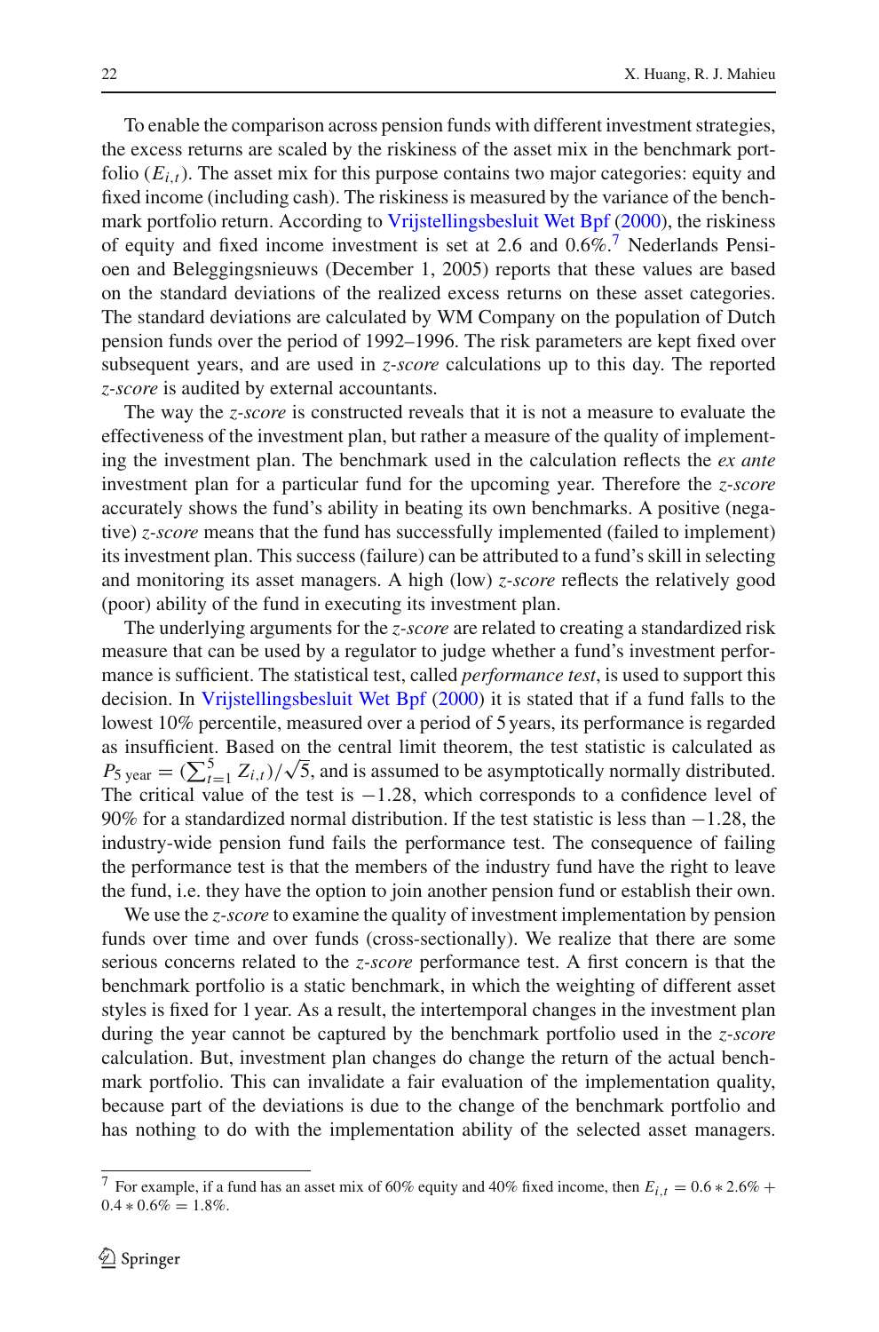To enable the comparison across pension funds with different investment strategies, the excess returns are scaled by the riskiness of the asset mix in the benchmark portfolio ($E_{i,t}$). The asset mix for this purpose contains two major categories: equity and fixed income (including cash). The riskiness is measured by the variance of the benchmark portfolio return. According to Vrijstellingsbesluit Wet Bpf (2000), the riskiness of equity and fixed income investment is set at 2.6 and 0.6%.[7] Nederlands Pensioen and Beleggingsnieuws (December 1, 2005) reports that these values are based on the standard deviations of the realized excess returns on these asset categories. The standard deviations are calculated by WM Company on the population of Dutch pension funds over the period of 1992–1996. The risk parameters are kept fixed over subsequent years, and are used in *z-score* calculations up to this day. The reported *z-score* is audited by external accountants.

The way the *z-score* is constructed reveals that it is not a measure to evaluate the effectiveness of the investment plan, but rather a measure of the quality of implementing the investment plan. The benchmark used in the calculation reflects the *ex ante* investment plan for a particular fund for the upcoming year. Therefore the *z-score* accurately shows the fund's ability in beating its own benchmarks. A positive (negative) *z-score* means that the fund has successfully implemented (failed to implement) its investment plan. This success (failure) can be attributed to a fund's skill in selecting and monitoring its asset managers. A high (low) *z-score* reflects the relatively good (poor) ability of the fund in executing its investment plan.

The underlying arguments for the *z-score* are related to creating a standardized risk measure that can be used by a regulator to judge whether a fund's investment performance is sufficient. The statistical test, called *performance test*, is used to support this decision. In Vrijstellingsbesluit Wet Bpf (2000) it is stated that if a fund falls to the lowest 10% percentile, measured over a period of 5 years, its performance is regarded as insufficient. Based on the central limit theorem, the test statistic is calculated as $P_{5\text{ year}} = (\sum_{t=1}^{5} Z_{i,t})/\sqrt{5}$, and is assumed to be asymptotically normally distributed. The critical value of the test is $-1.28$, which corresponds to a confidence level of 90% for a standardized normal distribution. If the test statistic is less than $-1.28$, the industry-wide pension fund fails the performance test. The consequence of failing the performance test is that the members of the industry fund have the right to leave the fund, i.e. they have the option to join another pension fund or establish their own.

We use the *z-score* to examine the quality of investment implementation by pension funds over time and over funds (cross-sectionally). We realize that there are some serious concerns related to the *z-score* performance test. A first concern is that the benchmark portfolio is a static benchmark, in which the weighting of different asset styles is fixed for 1 year. As a result, the intertemporal changes in the investment plan during the year cannot be captured by the benchmark portfolio used in the *z-score* calculation. But, investment plan changes do change the return of the actual benchmark portfolio. This can invalidate a fair evaluation of the implementation quality, because part of the deviations is due to the change of the benchmark portfolio and has nothing to do with the implementation ability of the selected asset managers.

[7] For example, if a fund has an asset mix of 60% equity and 40% fixed income, then $E_{i,t} = 0.6 * 2.6\% + 0.4 * 0.6\% = 1.8\%$.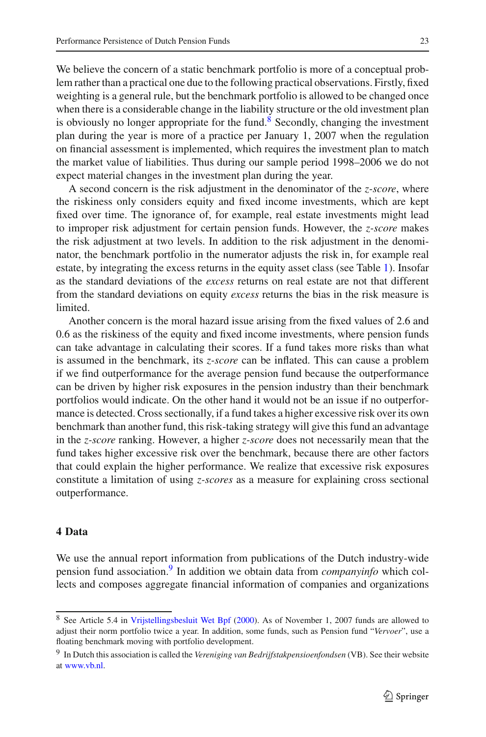We believe the concern of a static benchmark portfolio is more of a conceptual problem rather than a practical one due to the following practical observations. Firstly, fixed weighting is a general rule, but the benchmark portfolio is allowed to be changed once when there is a considerable change in the liability structure or the old investment plan is obviously no longer appropriate for the fund.[8] Secondly, changing the investment plan during the year is more of a practice per January 1, 2007 when the regulation on financial assessment is implemented, which requires the investment plan to match the market value of liabilities. Thus during our sample period 1998–2006 we do not expect material changes in the investment plan during the year.

A second concern is the risk adjustment in the denominator of the *z-score*, where the riskiness only considers equity and fixed income investments, which are kept fixed over time. The ignorance of, for example, real estate investments might lead to improper risk adjustment for certain pension funds. However, the *z-score* makes the risk adjustment at two levels. In addition to the risk adjustment in the denominator, the benchmark portfolio in the numerator adjusts the risk in, for example real estate, by integrating the excess returns in the equity asset class (see Table 1). Insofar as the standard deviations of the *excess* returns on real estate are not that different from the standard deviations on equity *excess* returns the bias in the risk measure is limited.

Another concern is the moral hazard issue arising from the fixed values of 2.6 and 0.6 as the riskiness of the equity and fixed income investments, where pension funds can take advantage in calculating their scores. If a fund takes more risks than what is assumed in the benchmark, its *z-score* can be inflated. This can cause a problem if we find outperformance for the average pension fund because the outperformance can be driven by higher risk exposures in the pension industry than their benchmark portfolios would indicate. On the other hand it would not be an issue if no outperformance is detected. Cross sectionally, if a fund takes a higher excessive risk over its own benchmark than another fund, this risk-taking strategy will give this fund an advantage in the *z-score* ranking. However, a higher *z-score* does not necessarily mean that the fund takes higher excessive risk over the benchmark, because there are other factors that could explain the higher performance. We realize that excessive risk exposures constitute a limitation of using *z-scores* as a measure for explaining cross sectional outperformance.

## 4 Data

We use the annual report information from publications of the Dutch industry-wide pension fund association.[9] In addition we obtain data from *companyinfo* which collects and composes aggregate financial information of companies and organizations

---

[8] See Article 5.4 in Vrijstellingsbesluit Wet Bpf (2000). As of November 1, 2007 funds are allowed to adjust their norm portfolio twice a year. In addition, some funds, such as Pension fund "*Vervoer*", use a floating benchmark moving with portfolio development.

[9] In Dutch this association is called the *Vereniging van Bedrijfstakpensioenfondsen* (VB). See their website at www.vb.nl.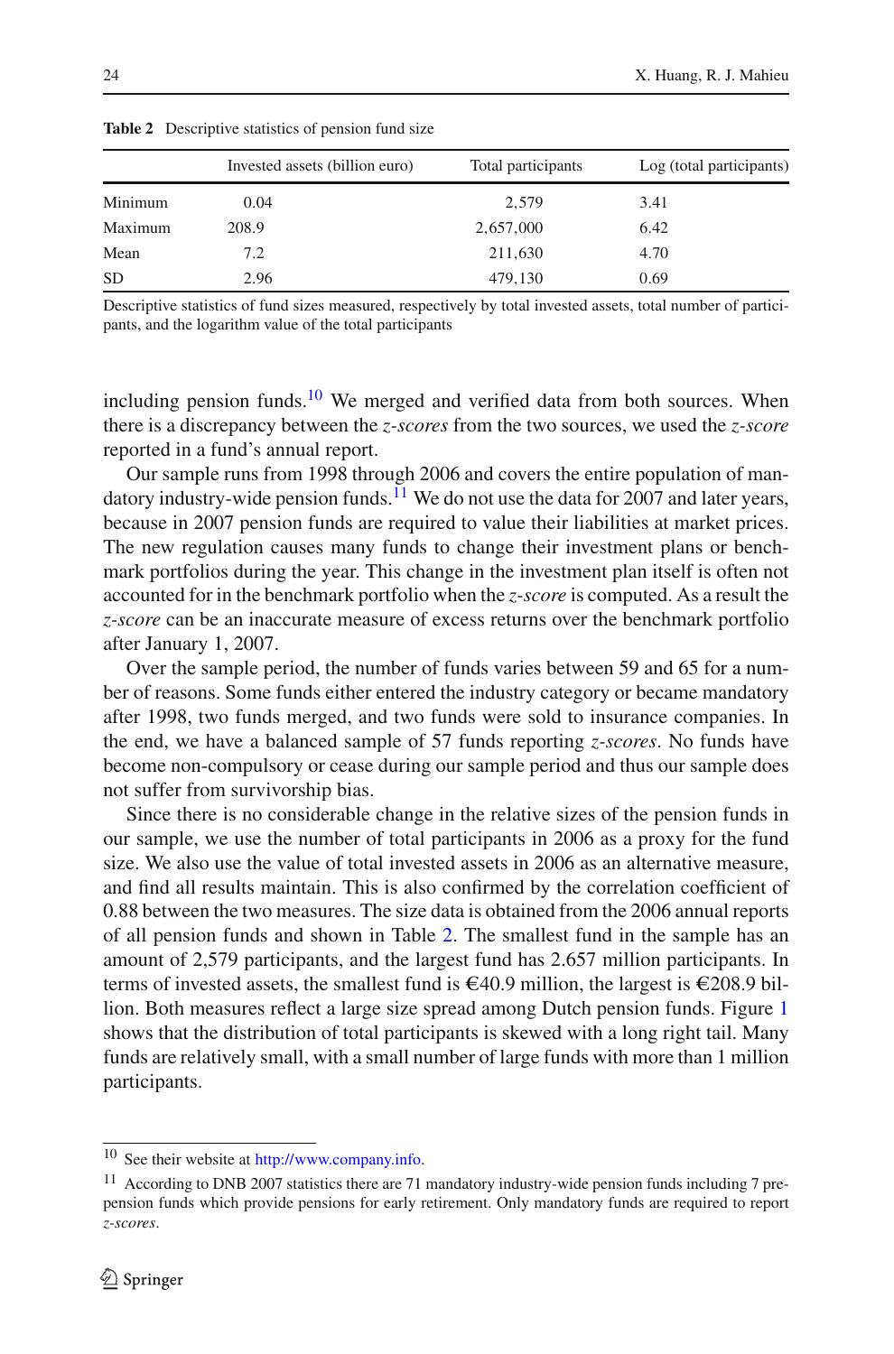**Table 2** Descriptive statistics of pension fund size

| | Invested assets (billion euro) | Total participants | Log (total participants) |
|---|---|---|---|
| Minimum | 0.04 | 2,579 | 3.41 |
| Maximum | 208.9 | 2,657,000 | 6.42 |
| Mean | 7.2 | 211,630 | 4.70 |
| SD | 2.96 | 479,130 | 0.69 |

Descriptive statistics of fund sizes measured, respectively by total invested assets, total number of participants, and the logarithm value of the total participants

including pension funds.[10] We merged and verified data from both sources. When there is a discrepancy between the *z-scores* from the two sources, we used the *z-score* reported in a fund's annual report.

Our sample runs from 1998 through 2006 and covers the entire population of mandatory industry-wide pension funds.[11] We do not use the data for 2007 and later years, because in 2007 pension funds are required to value their liabilities at market prices. The new regulation causes many funds to change their investment plans or benchmark portfolios during the year. This change in the investment plan itself is often not accounted for in the benchmark portfolio when the *z-score* is computed. As a result the *z-score* can be an inaccurate measure of excess returns over the benchmark portfolio after January 1, 2007.

Over the sample period, the number of funds varies between 59 and 65 for a number of reasons. Some funds either entered the industry category or became mandatory after 1998, two funds merged, and two funds were sold to insurance companies. In the end, we have a balanced sample of 57 funds reporting *z-scores*. No funds have become non-compulsory or cease during our sample period and thus our sample does not suffer from survivorship bias.

Since there is no considerable change in the relative sizes of the pension funds in our sample, we use the number of total participants in 2006 as a proxy for the fund size. We also use the value of total invested assets in 2006 as an alternative measure, and find all results maintain. This is also confirmed by the correlation coefficient of 0.88 between the two measures. The size data is obtained from the 2006 annual reports of all pension funds and shown in Table 2. The smallest fund in the sample has an amount of 2,579 participants, and the largest fund has 2.657 million participants. In terms of invested assets, the smallest fund is €40.9 million, the largest is €208.9 billion. Both measures reflect a large size spread among Dutch pension funds. Figure 1 shows that the distribution of total participants is skewed with a long right tail. Many funds are relatively small, with a small number of large funds with more than 1 million participants.

[10] See their website at http://www.company.info.

[11] According to DNB 2007 statistics there are 71 mandatory industry-wide pension funds including 7 pre-pension funds which provide pensions for early retirement. Only mandatory funds are required to report *z-scores*.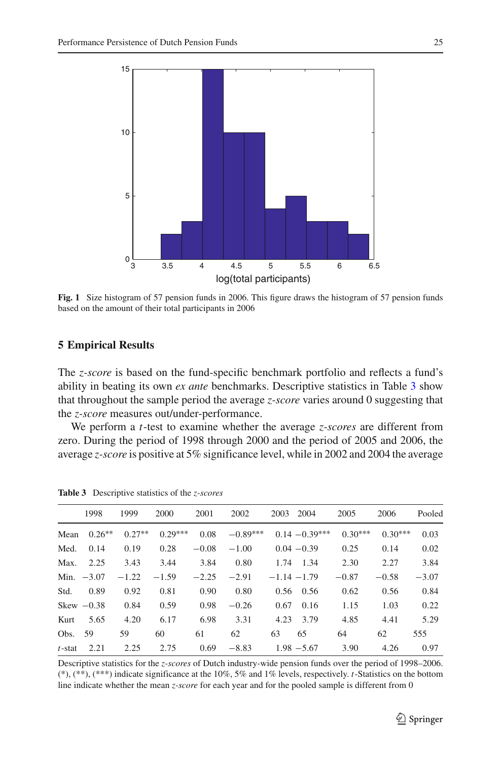**Fig. 1** Size histogram of 57 pension funds in 2006. This figure draws the histogram of 57 pension funds based on the amount of their total participants in 2006

## 5 Empirical Results

The *z-score* is based on the fund-specific benchmark portfolio and reflects a fund's ability in beating its own *ex ante* benchmarks. Descriptive statistics in Table 3 show that throughout the sample period the average *z-score* varies around 0 suggesting that the *z-score* measures out/under-performance.

We perform a $t$-test to examine whether the average *z-scores* are different from zero. During the period of 1998 through 2000 and the period of 2005 and 2006, the average *z-score* is positive at 5% significance level, while in 2002 and 2004 the average

**Table 3** Descriptive statistics of the *z-scores*

| | 1998 | 1999 | 2000 | 2001 | 2002 | 2003 | 2004 | 2005 | 2006 | Pooled |
|---|---|---|---|---|---|---|---|---|---|---|
| Mean | 0.26** | 0.27** | 0.29*** | 0.08 | −0.89*** | 0.14 | −0.39*** | 0.30*** | 0.30*** | 0.03 |
| Med. | 0.14 | 0.19 | 0.28 | −0.08 | −1.00 | 0.04 | −0.39 | 0.25 | 0.14 | 0.02 |
| Max. | 2.25 | 3.43 | 3.44 | 3.84 | 0.80 | 1.74 | 1.34 | 2.30 | 2.27 | 3.84 |
| Min. | −3.07 | −1.22 | −1.59 | −2.25 | −2.91 | −1.14 | −1.79 | −0.87 | −0.58 | −3.07 |
| Std. | 0.89 | 0.92 | 0.81 | 0.90 | 0.80 | 0.56 | 0.56 | 0.62 | 0.56 | 0.84 |
| Skew | −0.38 | 0.84 | 0.59 | 0.98 | −0.26 | 0.67 | 0.16 | 1.15 | 1.03 | 0.22 |
| Kurt | 5.65 | 4.20 | 6.17 | 6.98 | 3.31 | 4.23 | 3.79 | 4.85 | 4.41 | 5.29 |
| Obs. | 59 | 59 | 60 | 61 | 62 | 63 | 65 | 64 | 62 | 555 |
| $t$-stat | 2.21 | 2.25 | 2.75 | 0.69 | −8.83 | 1.98 | −5.67 | 3.90 | 4.26 | 0.97 |

Descriptive statistics for the *z-scores* of Dutch industry-wide pension funds over the period of 1998–2006. (*), (**), (***) indicate significance at the 10%, 5% and 1% levels, respectively. $t$-Statistics on the bottom line indicate whether the mean *z-score* for each year and for the pooled sample is different from 0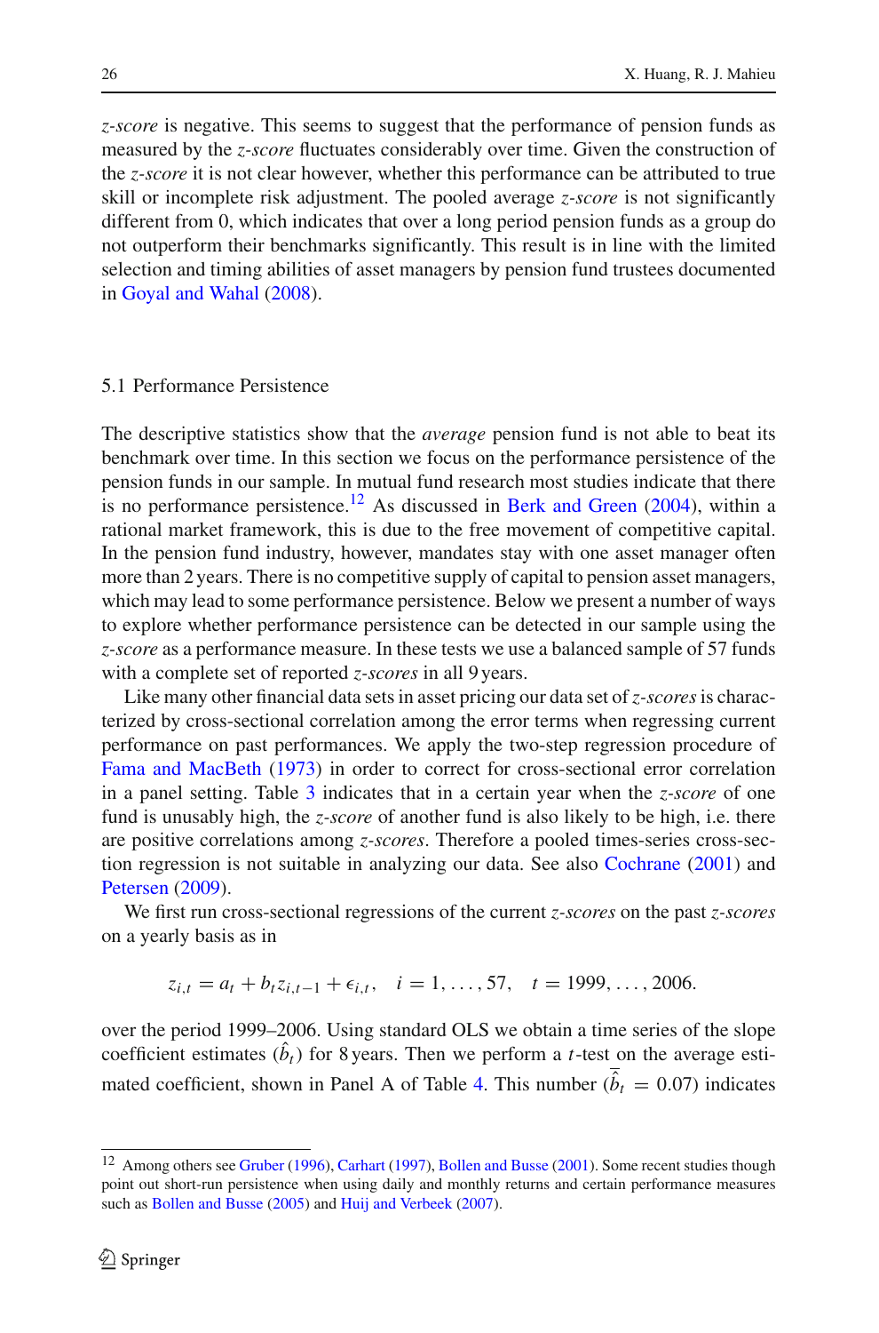*z-score* is negative. This seems to suggest that the performance of pension funds as measured by the *z-score* fluctuates considerably over time. Given the construction of the *z-score* it is not clear however, whether this performance can be attributed to true skill or incomplete risk adjustment. The pooled average *z-score* is not significantly different from 0, which indicates that over a long period pension funds as a group do not outperform their benchmarks significantly. This result is in line with the limited selection and timing abilities of asset managers by pension fund trustees documented in Goyal and Wahal (2008).

### 5.1 Performance Persistence

The descriptive statistics show that the *average* pension fund is not able to beat its benchmark over time. In this section we focus on the performance persistence of the pension funds in our sample. In mutual fund research most studies indicate that there is no performance persistence.[12] As discussed in Berk and Green (2004), within a rational market framework, this is due to the free movement of competitive capital. In the pension fund industry, however, mandates stay with one asset manager often more than 2 years. There is no competitive supply of capital to pension asset managers, which may lead to some performance persistence. Below we present a number of ways to explore whether performance persistence can be detected in our sample using the *z-score* as a performance measure. In these tests we use a balanced sample of 57 funds with a complete set of reported *z-scores* in all 9 years.

Like many other financial data sets in asset pricing our data set of *z-scores* is characterized by cross-sectional correlation among the error terms when regressing current performance on past performances. We apply the two-step regression procedure of Fama and MacBeth (1973) in order to correct for cross-sectional error correlation in a panel setting. Table 3 indicates that in a certain year when the *z-score* of one fund is unusably high, the *z-score* of another fund is also likely to be high, i.e. there are positive correlations among *z-scores*. Therefore a pooled times-series cross-section regression is not suitable in analyzing our data. See also Cochrane (2001) and Petersen (2009).

We first run cross-sectional regressions of the current *z-scores* on the past *z-scores* on a yearly basis as in

$$z_{i,t} = a_t + b_t z_{i,t-1} + \epsilon_{i,t}, \quad i = 1, \ldots, 57, \quad t = 1999, \ldots, 2006.$$

over the period 1999–2006. Using standard OLS we obtain a time series of the slope coefficient estimates ($\hat{b}_t$) for 8 years. Then we perform a $t$-test on the average estimated coefficient, shown in Panel A of Table 4. This number ($\bar{\hat{b}}_t = 0.07$) indicates

---

[12] Among others see Gruber (1996), Carhart (1997), Bollen and Busse (2001). Some recent studies though point out short-run persistence when using daily and monthly returns and certain performance measures such as Bollen and Busse (2005) and Huij and Verbeek (2007).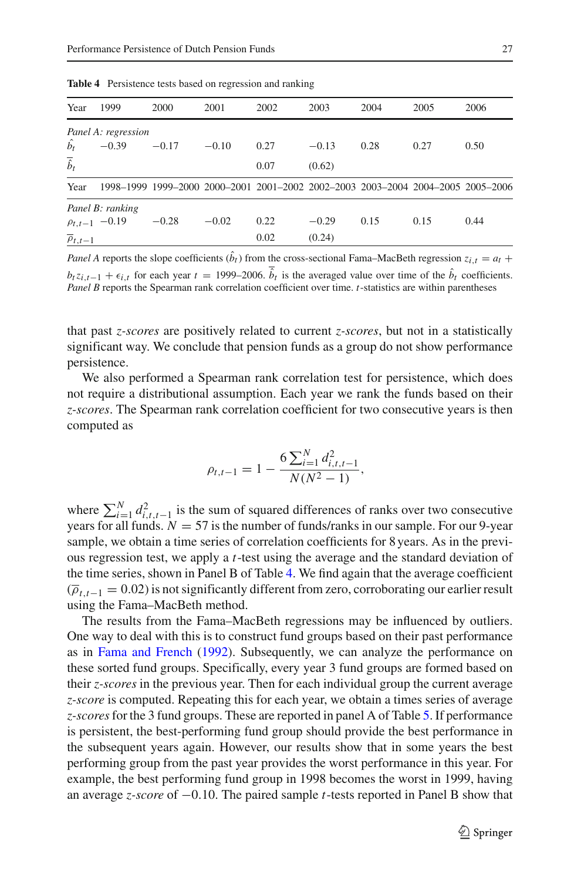**Table 4** Persistence tests based on regression and ranking

| Year | 1999 | 2000 | 2001 | 2002 | 2003 | 2004 | 2005 | 2006 |
|---|---|---|---|---|---|---|---|---|
| *Panel A: regression* | | | | | | | | |
| $\hat{b}_t$ | −0.39 | −0.17 | −0.10 | 0.27 | −0.13 | 0.28 | 0.27 | 0.50 |
| $\overline{\hat{b}}_t$ | | | | 0.07 | (0.62) | | | |
| Year | 1998–1999 | 1999–2000 | 2000–2001 | 2001–2002 | 2002–2003 | 2003–2004 | 2004–2005 | 2005–2006 |
| *Panel B: ranking* | | | | | | | | |
| $\rho_{t,t-1}$ | −0.19 | −0.28 | −0.02 | 0.22 | −0.29 | 0.15 | 0.15 | 0.44 |
| $\overline{\rho}_{t,t-1}$ | | | | 0.02 | (0.24) | | | |

*Panel A* reports the slope coefficients ($\hat{b}_t$) from the cross-sectional Fama–MacBeth regression $z_{i,t} = a_t + b_t z_{i,t-1} + \epsilon_{i,t}$ for each year $t$ = 1999–2006. $\overline{\hat{b}}_t$ is the averaged value over time of the $\hat{b}_t$ coefficients. *Panel B* reports the Spearman rank correlation coefficient over time. $t$-statistics are within parentheses

that past *z-scores* are positively related to current *z-scores*, but not in a statistically significant way. We conclude that pension funds as a group do not show performance persistence.

We also performed a Spearman rank correlation test for persistence, which does not require a distributional assumption. Each year we rank the funds based on their *z-scores*. The Spearman rank correlation coefficient for two consecutive years is then computed as

$$\rho_{t,t-1} = 1 - \frac{6\sum_{i=1}^{N} d_{i,t,t-1}^2}{N(N^2-1)},$$

where $\sum_{i=1}^{N} d_{i,t,t-1}^2$ is the sum of squared differences of ranks over two consecutive years for all funds. $N = 57$ is the number of funds/ranks in our sample. For our 9-year sample, we obtain a time series of correlation coefficients for 8 years. As in the previous regression test, we apply a $t$-test using the average and the standard deviation of the time series, shown in Panel B of Table 4. We find again that the average coefficient ($\overline{\rho}_{t,t-1} = 0.02$) is not significantly different from zero, corroborating our earlier result using the Fama–MacBeth method.

The results from the Fama–MacBeth regressions may be influenced by outliers. One way to deal with this is to construct fund groups based on their past performance as in Fama and French (1992). Subsequently, we can analyze the performance on these sorted fund groups. Specifically, every year 3 fund groups are formed based on their *z-scores* in the previous year. Then for each individual group the current average *z-score* is computed. Repeating this for each year, we obtain a times series of average *z-scores* for the 3 fund groups. These are reported in panel A of Table 5. If performance is persistent, the best-performing fund group should provide the best performance in the subsequent years again. However, our results show that in some years the best performing group from the past year provides the worst performance in this year. For example, the best performing fund group in 1998 becomes the worst in 1999, having an average *z-score* of −0.10. The paired sample $t$-tests reported in Panel B show that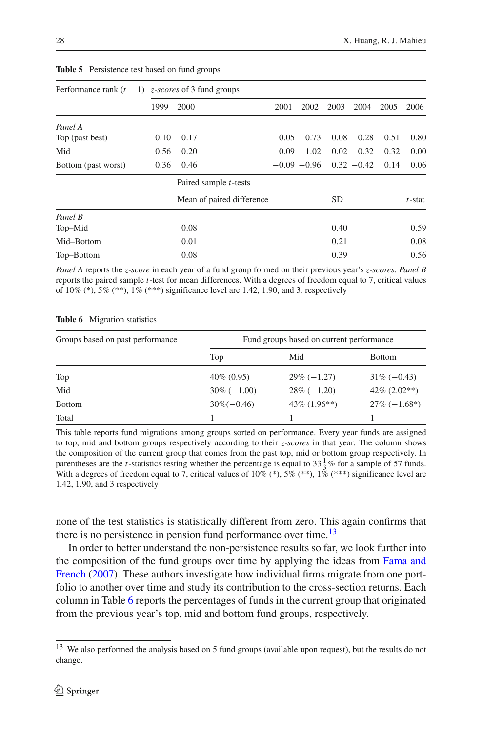**Table 5** Persistence test based on fund groups

| Performance rank ($t-1$) | *z-scores* of 3 fund groups | | | | | | | |
|---|---|---|---|---|---|---|---|---|
| | 1999 | 2000 | 2001 | 2002 | 2003 | 2004 | 2005 | 2006 |
| *Panel A* | | | | | | | | |
| Top (past best) | −0.10 | 0.17 | 0.05 | −0.73 | 0.08 | −0.28 | 0.51 | 0.80 |
| Mid | 0.56 | 0.20 | 0.09 | −1.02 | −0.02 | −0.32 | 0.32 | 0.00 |
| Bottom (past worst) | 0.36 | 0.46 | −0.09 | −0.96 | 0.32 | −0.42 | 0.14 | 0.06 |

| | Paired sample $t$-tests | | |
|---|---|---|---|
| | Mean of paired difference | SD | $t$-stat |
| *Panel B* | | | |
| Top–Mid | 0.08 | 0.40 | 0.59 |
| Mid–Bottom | −0.01 | 0.21 | −0.08 |
| Top–Bottom | 0.08 | 0.39 | 0.56 |

*Panel A* reports the *z-score* in each year of a fund group formed on their previous year's *z-scores*. *Panel B* reports the paired sample $t$-test for mean differences. With a degrees of freedom equal to 7, critical values of 10% (*), 5% (**), 1% (***) significance level are 1.42, 1.90, and 3, respectively

**Table 6** Migration statistics

| Groups based on past performance | Fund groups based on current performance | | |
|---|---|---|---|
| | Top | Mid | Bottom |
| Top | 40% (0.95) | 29% (−1.27) | 31% (−0.43) |
| Mid | 30% (−1.00) | 28% (−1.20) | 42% (2.02**) |
| Bottom | 30%(−0.46) | 43% (1.96**) | 27% (−1.68*) |
| Total | 1 | 1 | 1 |

This table reports fund migrations among groups sorted on performance. Every year funds are assigned to top, mid and bottom groups respectively according to their *z-scores* in that year. The column shows the composition of the current group that comes from the past top, mid or bottom group respectively. In parentheses are the $t$-statistics testing whether the percentage is equal to $33\frac{1}{3}\%$ for a sample of 57 funds. With a degrees of freedom equal to 7, critical values of 10% (*), 5% (**), 1% (***) significance level are 1.42, 1.90, and 3 respectively

none of the test statistics is statistically different from zero. This again confirms that there is no persistence in pension fund performance over time.[13]

In order to better understand the non-persistence results so far, we look further into the composition of the fund groups over time by applying the ideas from Fama and French (2007). These authors investigate how individual firms migrate from one portfolio to another over time and study its contribution to the cross-section returns. Each column in Table 6 reports the percentages of funds in the current group that originated from the previous year's top, mid and bottom fund groups, respectively.

[13] We also performed the analysis based on 5 fund groups (available upon request), but the results do not change.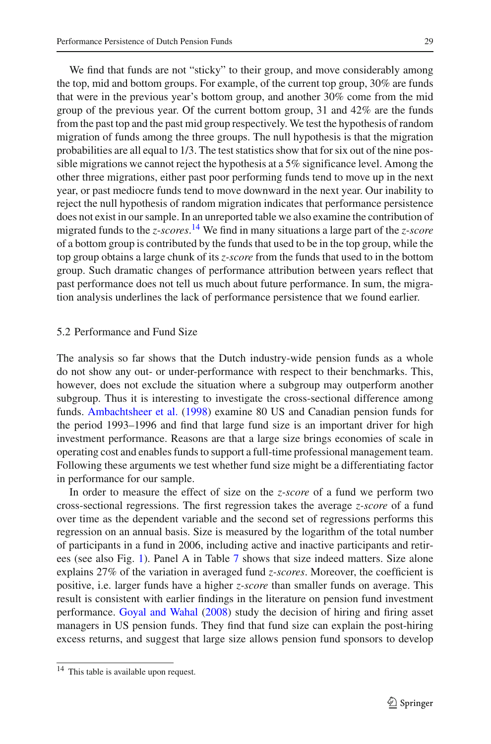We find that funds are not "sticky" to their group, and move considerably among the top, mid and bottom groups. For example, of the current top group, 30% are funds that were in the previous year's bottom group, and another 30% come from the mid group of the previous year. Of the current bottom group, 31 and 42% are the funds from the past top and the past mid group respectively. We test the hypothesis of random migration of funds among the three groups. The null hypothesis is that the migration probabilities are all equal to 1/3. The test statistics show that for six out of the nine possible migrations we cannot reject the hypothesis at a 5% significance level. Among the other three migrations, either past poor performing funds tend to move up in the next year, or past mediocre funds tend to move downward in the next year. Our inability to reject the null hypothesis of random migration indicates that performance persistence does not exist in our sample. In an unreported table we also examine the contribution of migrated funds to the *z-scores*.[14] We find in many situations a large part of the *z-score* of a bottom group is contributed by the funds that used to be in the top group, while the top group obtains a large chunk of its *z-score* from the funds that used to in the bottom group. Such dramatic changes of performance attribution between years reflect that past performance does not tell us much about future performance. In sum, the migration analysis underlines the lack of performance persistence that we found earlier.

### 5.2 Performance and Fund Size

The analysis so far shows that the Dutch industry-wide pension funds as a whole do not show any out- or under-performance with respect to their benchmarks. This, however, does not exclude the situation where a subgroup may outperform another subgroup. Thus it is interesting to investigate the cross-sectional difference among funds. Ambachtsheer et al. (1998) examine 80 US and Canadian pension funds for the period 1993–1996 and find that large fund size is an important driver for high investment performance. Reasons are that a large size brings economies of scale in operating cost and enables funds to support a full-time professional management team. Following these arguments we test whether fund size might be a differentiating factor in performance for our sample.

In order to measure the effect of size on the *z-score* of a fund we perform two cross-sectional regressions. The first regression takes the average *z-score* of a fund over time as the dependent variable and the second set of regressions performs this regression on an annual basis. Size is measured by the logarithm of the total number of participants in a fund in 2006, including active and inactive participants and retirees (see also Fig. 1). Panel A in Table 7 shows that size indeed matters. Size alone explains 27% of the variation in averaged fund *z-scores*. Moreover, the coefficient is positive, i.e. larger funds have a higher *z-score* than smaller funds on average. This result is consistent with earlier findings in the literature on pension fund investment performance. Goyal and Wahal (2008) study the decision of hiring and firing asset managers in US pension funds. They find that fund size can explain the post-hiring excess returns, and suggest that large size allows pension fund sponsors to develop

[14] This table is available upon request.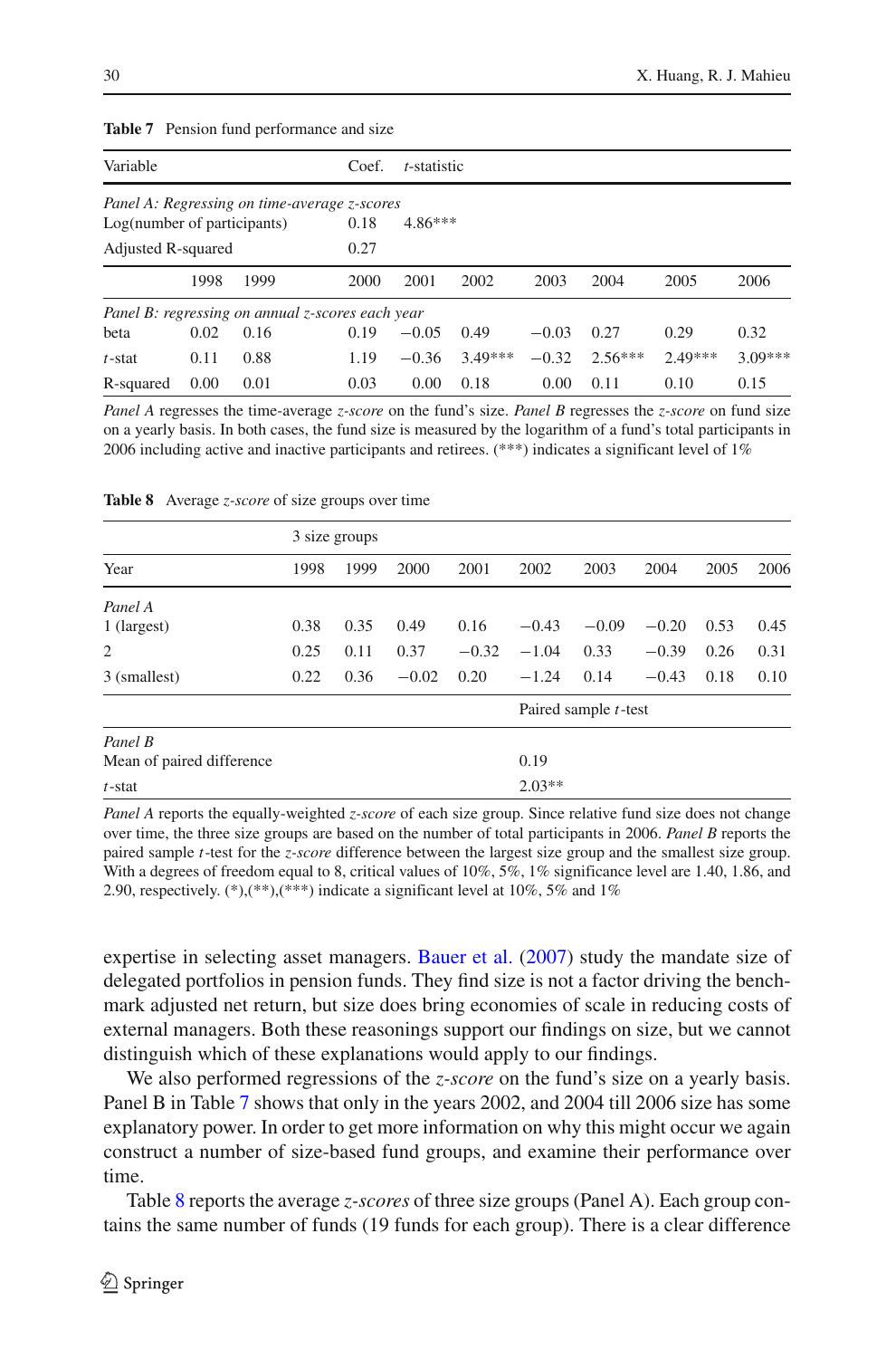**Table 7** Pension fund performance and size

| Variable | | | Coef. | *t*-statistic | | | | | |
|---|---|---|---|---|---|---|---|---|---|
| *Panel A: Regressing on time-average z-scores* | | | | | | | | | |
| Log(number of participants) | | | 0.18 | 4.86*** | | | | | |
| Adjusted R-squared | | | 0.27 | | | | | | |
| | 1998 | 1999 | 2000 | 2001 | 2002 | 2003 | 2004 | 2005 | 2006 |
| *Panel B: regressing on annual z-scores each year* | | | | | | | | | |
| beta | 0.02 | 0.16 | 0.19 | −0.05 | 0.49 | −0.03 | 0.27 | 0.29 | 0.32 |
| *t*-stat | 0.11 | 0.88 | 1.19 | −0.36 | 3.49*** | −0.32 | 2.56*** | 2.49*** | 3.09*** |
| R-squared | 0.00 | 0.01 | 0.03 | 0.00 | 0.18 | 0.00 | 0.11 | 0.10 | 0.15 |

*Panel A* regresses the time-average *z-score* on the fund's size. *Panel B* regresses the *z-score* on fund size on a yearly basis. In both cases, the fund size is measured by the logarithm of a fund's total participants in 2006 including active and inactive participants and retirees. (***) indicates a significant level of 1%

**Table 8** Average *z-score* of size groups over time

| | 3 size groups | | | | | | | | |
|---|---|---|---|---|---|---|---|---|---|
| Year | 1998 | 1999 | 2000 | 2001 | 2002 | 2003 | 2004 | 2005 | 2006 |
| *Panel A* | | | | | | | | | |
| 1 (largest) | 0.38 | 0.35 | 0.49 | 0.16 | −0.43 | −0.09 | −0.20 | 0.53 | 0.45 |
| 2 | 0.25 | 0.11 | 0.37 | −0.32 | −1.04 | 0.33 | −0.39 | 0.26 | 0.31 |
| 3 (smallest) | 0.22 | 0.36 | −0.02 | 0.20 | −1.24 | 0.14 | −0.43 | 0.18 | 0.10 |
| | | | | | Paired sample *t*-test | | | | |
| *Panel B* | | | | | | | | | |
| Mean of paired difference | | | | | 0.19 | | | | |
| *t*-stat | | | | | 2.03** | | | | |

*Panel A* reports the equally-weighted *z-score* of each size group. Since relative fund size does not change over time, the three size groups are based on the number of total participants in 2006. *Panel B* reports the paired sample *t*-test for the *z-score* difference between the largest size group and the smallest size group. With a degrees of freedom equal to 8, critical values of 10%, 5%, 1% significance level are 1.40, 1.86, and 2.90, respectively. (*),(**),(***) indicate a significant level at 10%, 5% and 1%

expertise in selecting asset managers. Bauer et al. (2007) study the mandate size of delegated portfolios in pension funds. They find size is not a factor driving the benchmark adjusted net return, but size does bring economies of scale in reducing costs of external managers. Both these reasonings support our findings on size, but we cannot distinguish which of these explanations would apply to our findings.

We also performed regressions of the *z-score* on the fund's size on a yearly basis. Panel B in Table 7 shows that only in the years 2002, and 2004 till 2006 size has some explanatory power. In order to get more information on why this might occur we again construct a number of size-based fund groups, and examine their performance over time.

Table 8 reports the average *z-scores* of three size groups (Panel A). Each group contains the same number of funds (19 funds for each group). There is a clear difference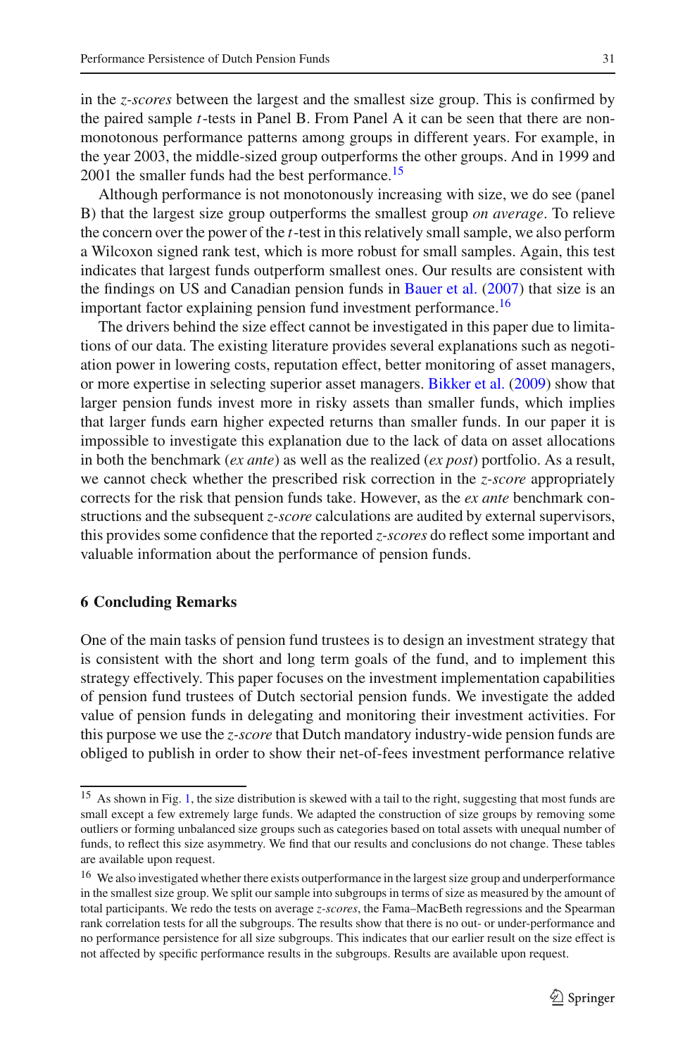in the *z-scores* between the largest and the smallest size group. This is confirmed by the paired sample *t*-tests in Panel B. From Panel A it can be seen that there are non-monotonous performance patterns among groups in different years. For example, in the year 2003, the middle-sized group outperforms the other groups. And in 1999 and 2001 the smaller funds had the best performance.[15]

Although performance is not monotonously increasing with size, we do see (panel B) that the largest size group outperforms the smallest group *on average*. To relieve the concern over the power of the *t*-test in this relatively small sample, we also perform a Wilcoxon signed rank test, which is more robust for small samples. Again, this test indicates that largest funds outperform smallest ones. Our results are consistent with the findings on US and Canadian pension funds in Bauer et al. (2007) that size is an important factor explaining pension fund investment performance.[16]

The drivers behind the size effect cannot be investigated in this paper due to limitations of our data. The existing literature provides several explanations such as negotiation power in lowering costs, reputation effect, better monitoring of asset managers, or more expertise in selecting superior asset managers. Bikker et al. (2009) show that larger pension funds invest more in risky assets than smaller funds, which implies that larger funds earn higher expected returns than smaller funds. In our paper it is impossible to investigate this explanation due to the lack of data on asset allocations in both the benchmark (*ex ante*) as well as the realized (*ex post*) portfolio. As a result, we cannot check whether the prescribed risk correction in the *z-score* appropriately corrects for the risk that pension funds take. However, as the *ex ante* benchmark constructions and the subsequent *z-score* calculations are audited by external supervisors, this provides some confidence that the reported *z-scores* do reflect some important and valuable information about the performance of pension funds.

## 6 Concluding Remarks

One of the main tasks of pension fund trustees is to design an investment strategy that is consistent with the short and long term goals of the fund, and to implement this strategy effectively. This paper focuses on the investment implementation capabilities of pension fund trustees of Dutch sectorial pension funds. We investigate the added value of pension funds in delegating and monitoring their investment activities. For this purpose we use the *z-score* that Dutch mandatory industry-wide pension funds are obliged to publish in order to show their net-of-fees investment performance relative

---

[15] As shown in Fig. 1, the size distribution is skewed with a tail to the right, suggesting that most funds are small except a few extremely large funds. We adapted the construction of size groups by removing some outliers or forming unbalanced size groups such as categories based on total assets with unequal number of funds, to reflect this size asymmetry. We find that our results and conclusions do not change. These tables are available upon request.

[16] We also investigated whether there exists outperformance in the largest size group and underperformance in the smallest size group. We split our sample into subgroups in terms of size as measured by the amount of total participants. We redo the tests on average *z-scores*, the Fama–MacBeth regressions and the Spearman rank correlation tests for all the subgroups. The results show that there is no out- or under-performance and no performance persistence for all size subgroups. This indicates that our earlier result on the size effect is not affected by specific performance results in the subgroups. Results are available upon request.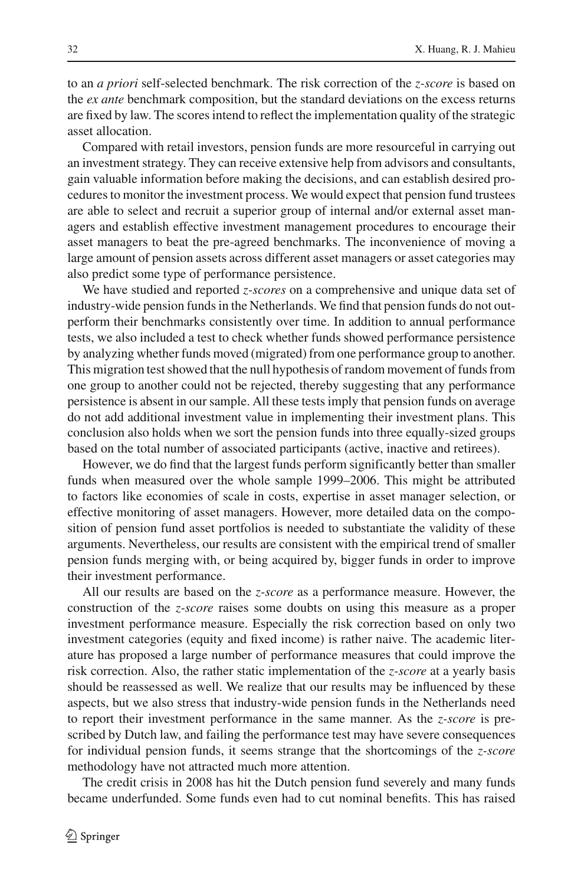to an *a priori* self-selected benchmark. The risk correction of the *z-score* is based on the *ex ante* benchmark composition, but the standard deviations on the excess returns are fixed by law. The scores intend to reflect the implementation quality of the strategic asset allocation.

Compared with retail investors, pension funds are more resourceful in carrying out an investment strategy. They can receive extensive help from advisors and consultants, gain valuable information before making the decisions, and can establish desired procedures to monitor the investment process. We would expect that pension fund trustees are able to select and recruit a superior group of internal and/or external asset managers and establish effective investment management procedures to encourage their asset managers to beat the pre-agreed benchmarks. The inconvenience of moving a large amount of pension assets across different asset managers or asset categories may also predict some type of performance persistence.

We have studied and reported *z-scores* on a comprehensive and unique data set of industry-wide pension funds in the Netherlands. We find that pension funds do not outperform their benchmarks consistently over time. In addition to annual performance tests, we also included a test to check whether funds showed performance persistence by analyzing whether funds moved (migrated) from one performance group to another. This migration test showed that the null hypothesis of random movement of funds from one group to another could not be rejected, thereby suggesting that any performance persistence is absent in our sample. All these tests imply that pension funds on average do not add additional investment value in implementing their investment plans. This conclusion also holds when we sort the pension funds into three equally-sized groups based on the total number of associated participants (active, inactive and retirees).

However, we do find that the largest funds perform significantly better than smaller funds when measured over the whole sample 1999–2006. This might be attributed to factors like economies of scale in costs, expertise in asset manager selection, or effective monitoring of asset managers. However, more detailed data on the composition of pension fund asset portfolios is needed to substantiate the validity of these arguments. Nevertheless, our results are consistent with the empirical trend of smaller pension funds merging with, or being acquired by, bigger funds in order to improve their investment performance.

All our results are based on the *z-score* as a performance measure. However, the construction of the *z-score* raises some doubts on using this measure as a proper investment performance measure. Especially the risk correction based on only two investment categories (equity and fixed income) is rather naive. The academic literature has proposed a large number of performance measures that could improve the risk correction. Also, the rather static implementation of the *z-score* at a yearly basis should be reassessed as well. We realize that our results may be influenced by these aspects, but we also stress that industry-wide pension funds in the Netherlands need to report their investment performance in the same manner. As the *z-score* is prescribed by Dutch law, and failing the performance test may have severe consequences for individual pension funds, it seems strange that the shortcomings of the *z-score* methodology have not attracted much more attention.

The credit crisis in 2008 has hit the Dutch pension fund severely and many funds became underfunded. Some funds even had to cut nominal benefits. This has raised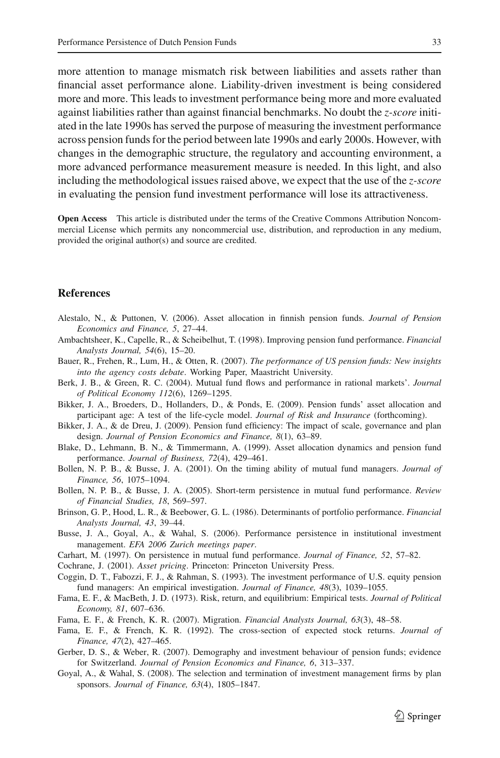more attention to manage mismatch risk between liabilities and assets rather than financial asset performance alone. Liability-driven investment is being considered more and more. This leads to investment performance being more and more evaluated against liabilities rather than against financial benchmarks. No doubt the *z-score* initiated in the late 1990s has served the purpose of measuring the investment performance across pension funds for the period between late 1990s and early 2000s. However, with changes in the demographic structure, the regulatory and accounting environment, a more advanced performance measurement measure is needed. In this light, and also including the methodological issues raised above, we expect that the use of the *z-score* in evaluating the pension fund investment performance will lose its attractiveness.

**Open Access** This article is distributed under the terms of the Creative Commons Attribution Noncommercial License which permits any noncommercial use, distribution, and reproduction in any medium, provided the original author(s) and source are credited.

## References

Alestalo, N., & Puttonen, V. (2006). Asset allocation in finnish pension funds. *Journal of Pension Economics and Finance, 5*, 27–44.

Ambachtsheer, K., Capelle, R., & Scheibelhut, T. (1998). Improving pension fund performance. *Financial Analysts Journal, 54*(6), 15–20.

Bauer, R., Frehen, R., Lum, H., & Otten, R. (2007). *The performance of US pension funds: New insights into the agency costs debate*. Working Paper, Maastricht University.

Berk, J. B., & Green, R. C. (2004). Mutual fund flows and performance in rational markets'. *Journal of Political Economy 112*(6), 1269–1295.

Bikker, J. A., Broeders, D., Hollanders, D., & Ponds, E. (2009). Pension funds' asset allocation and participant age: A test of the life-cycle model. *Journal of Risk and Insurance* (forthcoming).

Bikker, J. A., & de Dreu, J. (2009). Pension fund efficiency: The impact of scale, governance and plan design. *Journal of Pension Economics and Finance, 8*(1), 63–89.

Blake, D., Lehmann, B. N., & Timmermann, A. (1999). Asset allocation dynamics and pension fund performance. *Journal of Business, 72*(4), 429–461.

Bollen, N. P. B., & Busse, J. A. (2001). On the timing ability of mutual fund managers. *Journal of Finance, 56*, 1075–1094.

Bollen, N. P. B., & Busse, J. A. (2005). Short-term persistence in mutual fund performance. *Review of Financial Studies, 18*, 569–597.

Brinson, G. P., Hood, L. R., & Beebower, G. L. (1986). Determinants of portfolio performance. *Financial Analysts Journal, 43*, 39–44.

Busse, J. A., Goyal, A., & Wahal, S. (2006). Performance persistence in institutional investment management. *EFA 2006 Zurich meetings paper*.

Carhart, M. (1997). On persistence in mutual fund performance. *Journal of Finance, 52*, 57–82.

Cochrane, J. (2001). *Asset pricing*. Princeton: Princeton University Press.

Coggin, D. T., Fabozzi, F. J., & Rahman, S. (1993). The investment performance of U.S. equity pension fund managers: An empirical investigation. *Journal of Finance, 48*(3), 1039–1055.

Fama, E. F., & MacBeth, J. D. (1973). Risk, return, and equilibrium: Empirical tests. *Journal of Political Economy, 81*, 607–636.

Fama, E. F., & French, K. R. (2007). Migration. *Financial Analysts Journal, 63*(3), 48–58.

Fama, E. F., & French, K. R. (1992). The cross-section of expected stock returns. *Journal of Finance, 47*(2), 427–465.

Gerber, D. S., & Weber, R. (2007). Demography and investment behaviour of pension funds; evidence for Switzerland. *Journal of Pension Economics and Finance, 6*, 313–337.

Goyal, A., & Wahal, S. (2008). The selection and termination of investment management firms by plan sponsors. *Journal of Finance, 63*(4), 1805–1847.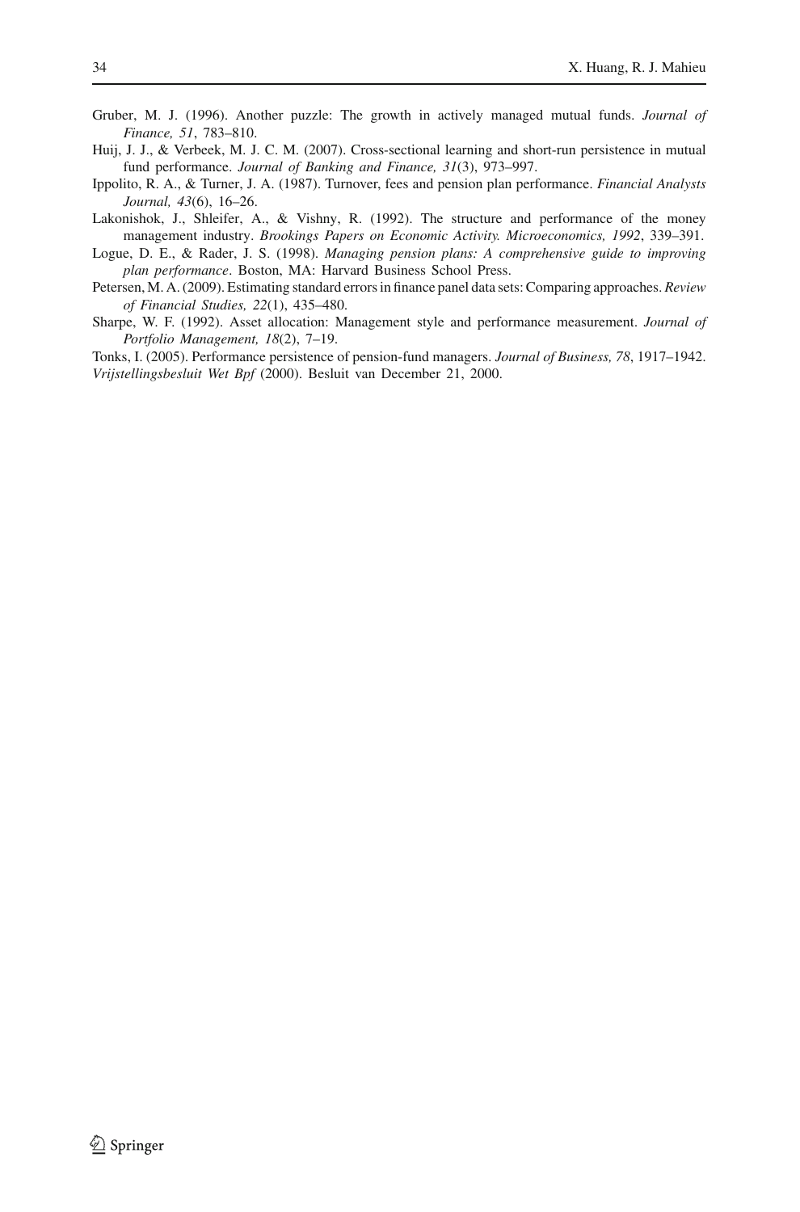Gruber, M. J. (1996). Another puzzle: The growth in actively managed mutual funds. *Journal of Finance, 51*, 783–810.

Huij, J. J., & Verbeek, M. J. C. M. (2007). Cross-sectional learning and short-run persistence in mutual fund performance. *Journal of Banking and Finance, 31*(3), 973–997.

Ippolito, R. A., & Turner, J. A. (1987). Turnover, fees and pension plan performance. *Financial Analysts Journal, 43*(6), 16–26.

Lakonishok, J., Shleifer, A., & Vishny, R. (1992). The structure and performance of the money management industry. *Brookings Papers on Economic Activity. Microeconomics, 1992*, 339–391.

Logue, D. E., & Rader, J. S. (1998). *Managing pension plans: A comprehensive guide to improving plan performance*. Boston, MA: Harvard Business School Press.

Petersen, M. A. (2009). Estimating standard errors in finance panel data sets: Comparing approaches. *Review of Financial Studies, 22*(1), 435–480.

Sharpe, W. F. (1992). Asset allocation: Management style and performance measurement. *Journal of Portfolio Management, 18*(2), 7–19.

Tonks, I. (2005). Performance persistence of pension-fund managers. *Journal of Business, 78*, 1917–1942.

*Vrijstellingsbesluit Wet Bpf* (2000). Besluit van December 21, 2000.